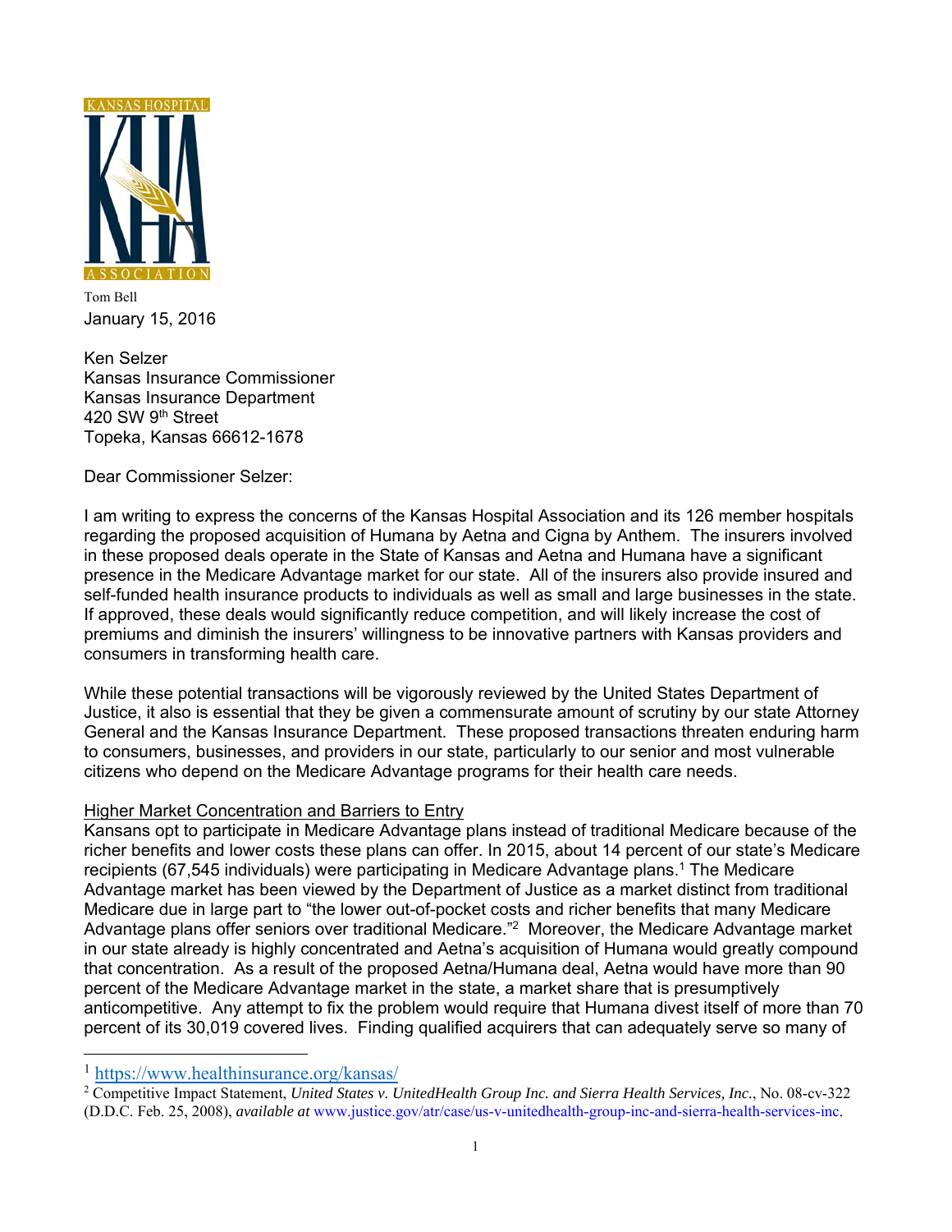KANSAS HOSPITAL

ASSOCIATION

Tom Bell

January 15, 2016

Ken Selzer
Kansas Insurance Commissioner
Kansas Insurance Department
420 SW 9th Street
Topeka, Kansas 66612-1678

Dear Commissioner Selzer:

I am writing to express the concerns of the Kansas Hospital Association and its 126 member hospitals regarding the proposed acquisition of Humana by Aetna and Cigna by Anthem. The insurers involved in these proposed deals operate in the State of Kansas and Aetna and Humana have a significant presence in the Medicare Advantage market for our state. All of the insurers also provide insured and self-funded health insurance products to individuals as well as small and large businesses in the state. If approved, these deals would significantly reduce competition, and will likely increase the cost of premiums and diminish the insurers' willingness to be innovative partners with Kansas providers and consumers in transforming health care.

While these potential transactions will be vigorously reviewed by the United States Department of Justice, it also is essential that they be given a commensurate amount of scrutiny by our state Attorney General and the Kansas Insurance Department. These proposed transactions threaten enduring harm to consumers, businesses, and providers in our state, particularly to our senior and most vulnerable citizens who depend on the Medicare Advantage programs for their health care needs.

Higher Market Concentration and Barriers to Entry

Kansans opt to participate in Medicare Advantage plans instead of traditional Medicare because of the richer benefits and lower costs these plans can offer. In 2015, about 14 percent of our state's Medicare recipients (67,545 individuals) were participating in Medicare Advantage plans.[1] The Medicare Advantage market has been viewed by the Department of Justice as a market distinct from traditional Medicare due in large part to "the lower out-of-pocket costs and richer benefits that many Medicare Advantage plans offer seniors over traditional Medicare."[2] Moreover, the Medicare Advantage market in our state already is highly concentrated and Aetna's acquisition of Humana would greatly compound that concentration. As a result of the proposed Aetna/Humana deal, Aetna would have more than 90 percent of the Medicare Advantage market in the state, a market share that is presumptively anticompetitive. Any attempt to fix the problem would require that Humana divest itself of more than 70 percent of its 30,019 covered lives. Finding qualified acquirers that can adequately serve so many of

---

[1] https://www.healthinsurance.org/kansas/

[2] Competitive Impact Statement, *United States v. UnitedHealth Group Inc. and Sierra Health Services, Inc.*, No. 08-cv-322 (D.D.C. Feb. 25, 2008), *available at* www.justice.gov/atr/case/us-v-unitedhealth-group-inc-and-sierra-health-services-inc.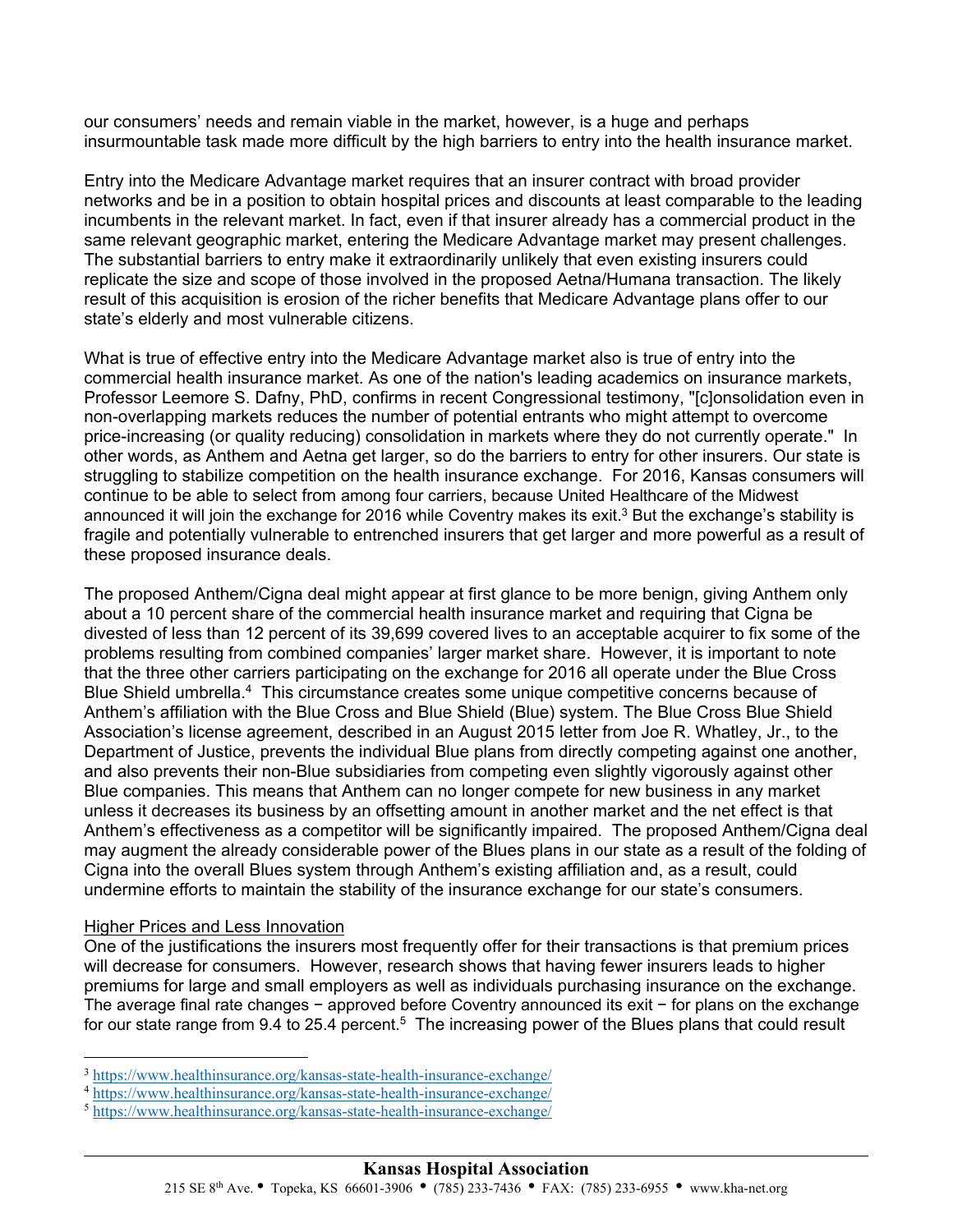our consumers' needs and remain viable in the market, however, is a huge and perhaps insurmountable task made more difficult by the high barriers to entry into the health insurance market.

Entry into the Medicare Advantage market requires that an insurer contract with broad provider networks and be in a position to obtain hospital prices and discounts at least comparable to the leading incumbents in the relevant market. In fact, even if that insurer already has a commercial product in the same relevant geographic market, entering the Medicare Advantage market may present challenges. The substantial barriers to entry make it extraordinarily unlikely that even existing insurers could replicate the size and scope of those involved in the proposed Aetna/Humana transaction. The likely result of this acquisition is erosion of the richer benefits that Medicare Advantage plans offer to our state's elderly and most vulnerable citizens.

What is true of effective entry into the Medicare Advantage market also is true of entry into the commercial health insurance market. As one of the nation's leading academics on insurance markets, Professor Leemore S. Dafny, PhD, confirms in recent Congressional testimony, "[c]onsolidation even in non-overlapping markets reduces the number of potential entrants who might attempt to overcome price-increasing (or quality reducing) consolidation in markets where they do not currently operate." In other words, as Anthem and Aetna get larger, so do the barriers to entry for other insurers. Our state is struggling to stabilize competition on the health insurance exchange. For 2016, Kansas consumers will continue to be able to select from among four carriers, because United Healthcare of the Midwest announced it will join the exchange for 2016 while Coventry makes its exit.[3] But the exchange's stability is fragile and potentially vulnerable to entrenched insurers that get larger and more powerful as a result of these proposed insurance deals.

The proposed Anthem/Cigna deal might appear at first glance to be more benign, giving Anthem only about a 10 percent share of the commercial health insurance market and requiring that Cigna be divested of less than 12 percent of its 39,699 covered lives to an acceptable acquirer to fix some of the problems resulting from combined companies' larger market share. However, it is important to note that the three other carriers participating on the exchange for 2016 all operate under the Blue Cross Blue Shield umbrella.[4] This circumstance creates some unique competitive concerns because of Anthem's affiliation with the Blue Cross and Blue Shield (Blue) system. The Blue Cross Blue Shield Association's license agreement, described in an August 2015 letter from Joe R. Whatley, Jr., to the Department of Justice, prevents the individual Blue plans from directly competing against one another, and also prevents their non-Blue subsidiaries from competing even slightly vigorously against other Blue companies. This means that Anthem can no longer compete for new business in any market unless it decreases its business by an offsetting amount in another market and the net effect is that Anthem's effectiveness as a competitor will be significantly impaired. The proposed Anthem/Cigna deal may augment the already considerable power of the Blues plans in our state as a result of the folding of Cigna into the overall Blues system through Anthem's existing affiliation and, as a result, could undermine efforts to maintain the stability of the insurance exchange for our state's consumers.

<u>Higher Prices and Less Innovation</u>

One of the justifications the insurers most frequently offer for their transactions is that premium prices will decrease for consumers. However, research shows that having fewer insurers leads to higher premiums for large and small employers as well as individuals purchasing insurance on the exchange. The average final rate changes − approved before Coventry announced its exit − for plans on the exchange for our state range from 9.4 to 25.4 percent.[5] The increasing power of the Blues plans that could result

---

[3] https://www.healthinsurance.org/kansas-state-health-insurance-exchange/

[4] https://www.healthinsurance.org/kansas-state-health-insurance-exchange/

[5] https://www.healthinsurance.org/kansas-state-health-insurance-exchange/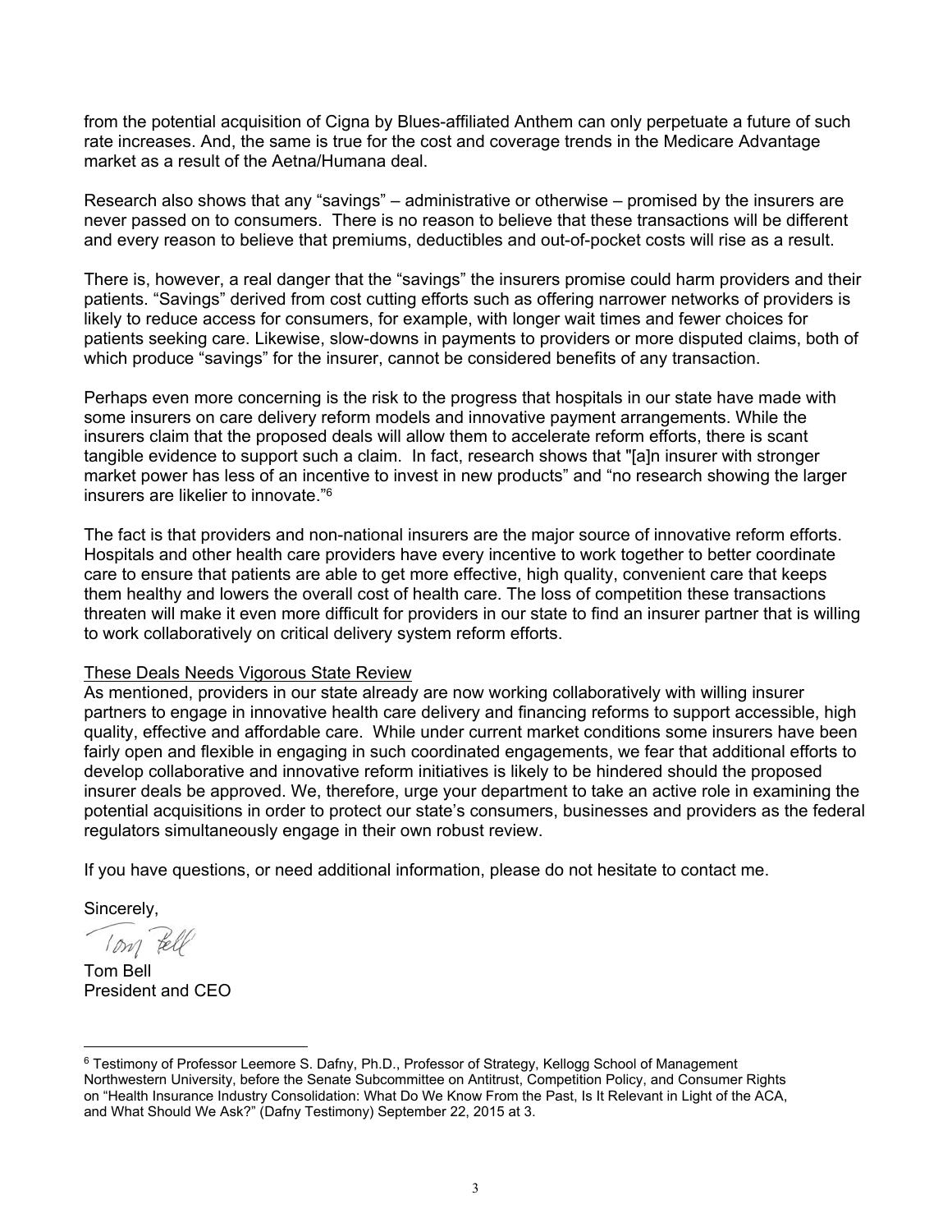from the potential acquisition of Cigna by Blues-affiliated Anthem can only perpetuate a future of such rate increases. And, the same is true for the cost and coverage trends in the Medicare Advantage market as a result of the Aetna/Humana deal.

Research also shows that any "savings" – administrative or otherwise – promised by the insurers are never passed on to consumers. There is no reason to believe that these transactions will be different and every reason to believe that premiums, deductibles and out-of-pocket costs will rise as a result.

There is, however, a real danger that the "savings" the insurers promise could harm providers and their patients. "Savings" derived from cost cutting efforts such as offering narrower networks of providers is likely to reduce access for consumers, for example, with longer wait times and fewer choices for patients seeking care. Likewise, slow-downs in payments to providers or more disputed claims, both of which produce "savings" for the insurer, cannot be considered benefits of any transaction.

Perhaps even more concerning is the risk to the progress that hospitals in our state have made with some insurers on care delivery reform models and innovative payment arrangements. While the insurers claim that the proposed deals will allow them to accelerate reform efforts, there is scant tangible evidence to support such a claim. In fact, research shows that "[a]n insurer with stronger market power has less of an incentive to invest in new products" and "no research showing the larger insurers are likelier to innovate."[6]

The fact is that providers and non-national insurers are the major source of innovative reform efforts. Hospitals and other health care providers have every incentive to work together to better coordinate care to ensure that patients are able to get more effective, high quality, convenient care that keeps them healthy and lowers the overall cost of health care. The loss of competition these transactions threaten will make it even more difficult for providers in our state to find an insurer partner that is willing to work collaboratively on critical delivery system reform efforts.

<u>These Deals Needs Vigorous State Review</u>

As mentioned, providers in our state already are now working collaboratively with willing insurer partners to engage in innovative health care delivery and financing reforms to support accessible, high quality, effective and affordable care. While under current market conditions some insurers have been fairly open and flexible in engaging in such coordinated engagements, we fear that additional efforts to develop collaborative and innovative reform initiatives is likely to be hindered should the proposed insurer deals be approved. We, therefore, urge your department to take an active role in examining the potential acquisitions in order to protect our state's consumers, businesses and providers as the federal regulators simultaneously engage in their own robust review.

If you have questions, or need additional information, please do not hesitate to contact me.

Sincerely,

Tom Bell

Tom Bell
President and CEO

---

[6] Testimony of Professor Leemore S. Dafny, Ph.D., Professor of Strategy, Kellogg School of Management Northwestern University, before the Senate Subcommittee on Antitrust, Competition Policy, and Consumer Rights on "Health Insurance Industry Consolidation: What Do We Know From the Past, Is It Relevant in Light of the ACA, and What Should We Ask?" (Dafny Testimony) September 22, 2015 at 3.